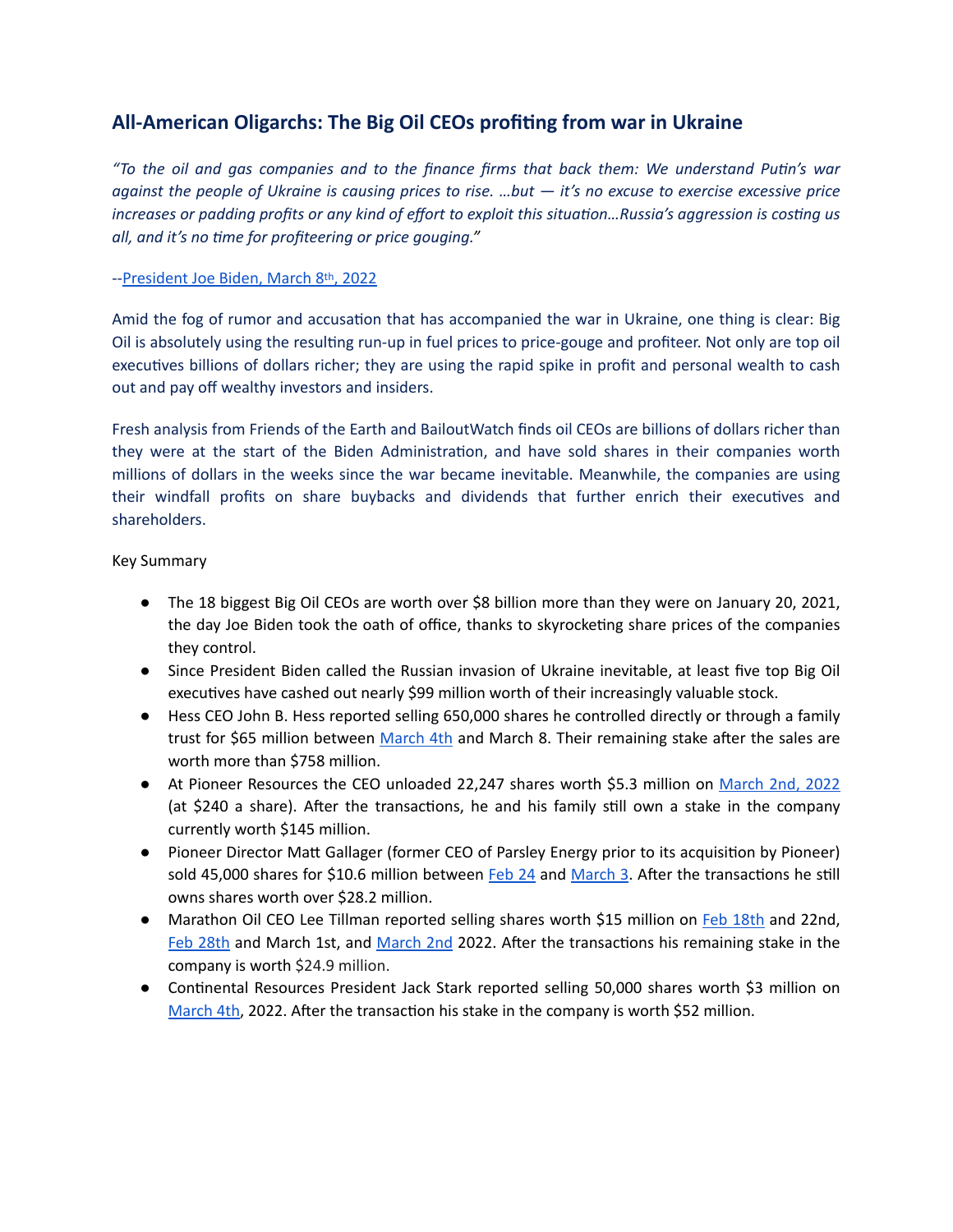## All-American Oligarchs: The Big Oil CEOs profiting from war in Ukraine

*"To the oil and gas companies and to the finance firms that back them: We understand Putin's war against the people of Ukraine is causing prices to rise. …but — it's no excuse to exercise excessive price increases or padding profits or any kind of effort to exploit this situation…Russia's aggression is costing us all, and it's no time for profiteering or price gouging."*

--President Joe Biden, March 8th, 2022

Amid the fog of rumor and accusation that has accompanied the war in Ukraine, one thing is clear: Big Oil is absolutely using the resulting run-up in fuel prices to price-gouge and profiteer. Not only are top oil executives billions of dollars richer; they are using the rapid spike in profit and personal wealth to cash out and pay off wealthy investors and insiders.

Fresh analysis from Friends of the Earth and BailoutWatch finds oil CEOs are billions of dollars richer than they were at the start of the Biden Administration, and have sold shares in their companies worth millions of dollars in the weeks since the war became inevitable. Meanwhile, the companies are using their windfall profits on share buybacks and dividends that further enrich their executives and shareholders.

Key Summary

- The 18 biggest Big Oil CEOs are worth over $8 billion more than they were on January 20, 2021, the day Joe Biden took the oath of office, thanks to skyrocketing share prices of the companies they control.
- Since President Biden called the Russian invasion of Ukraine inevitable, at least five top Big Oil executives have cashed out nearly $99 million worth of their increasingly valuable stock.
- Hess CEO John B. Hess reported selling 650,000 shares he controlled directly or through a family trust for $65 million between March 4th and March 8. Their remaining stake after the sales are worth more than $758 million.
- At Pioneer Resources the CEO unloaded 22,247 shares worth $5.3 million on March 2nd, 2022 (at $240 a share). After the transactions, he and his family still own a stake in the company currently worth $145 million.
- Pioneer Director Matt Gallager (former CEO of Parsley Energy prior to its acquisition by Pioneer) sold 45,000 shares for $10.6 million between Feb 24 and March 3. After the transactions he still owns shares worth over $28.2 million.
- Marathon Oil CEO Lee Tillman reported selling shares worth $15 million on Feb 18th and 22nd, Feb 28th and March 1st, and March 2nd 2022. After the transactions his remaining stake in the company is worth $24.9 million.
- Continental Resources President Jack Stark reported selling 50,000 shares worth $3 million on March 4th, 2022. After the transaction his stake in the company is worth $52 million.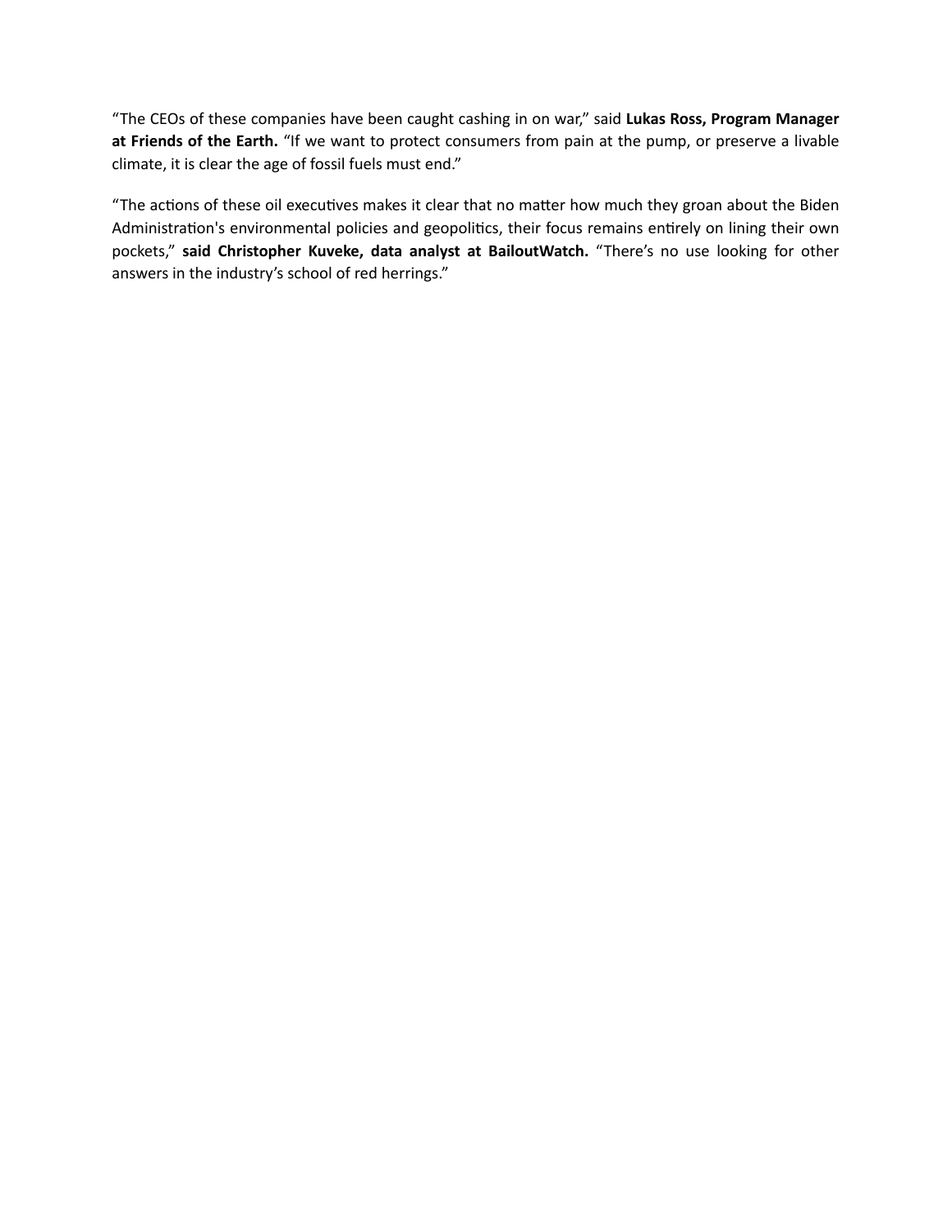“The CEOs of these companies have been caught cashing in on war,” said **Lukas Ross, Program Manager at Friends of the Earth.** “If we want to protect consumers from pain at the pump, or preserve a livable climate, it is clear the age of fossil fuels must end.”

“The actions of these oil executives makes it clear that no matter how much they groan about the Biden Administration's environmental policies and geopolitics, their focus remains entirely on lining their own pockets,” **said Christopher Kuveke, data analyst at BailoutWatch.** “There’s no use looking for other answers in the industry’s school of red herrings.”